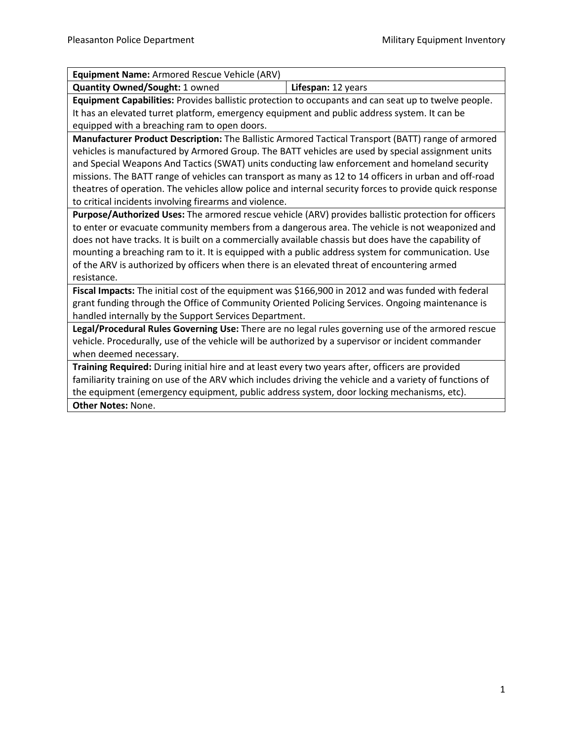| **Equipment Name:** Armored Rescue Vehicle (ARV) | |
|---|---|
| **Quantity Owned/Sought:** 1 owned | **Lifespan:** 12 years |
| **Equipment Capabilities:** Provides ballistic protection to occupants and can seat up to twelve people. It has an elevated turret platform, emergency equipment and public address system. It can be equipped with a breaching ram to open doors. | |
| **Manufacturer Product Description:** The Ballistic Armored Tactical Transport (BATT) range of armored vehicles is manufactured by Armored Group. The BATT vehicles are used by special assignment units and Special Weapons And Tactics (SWAT) units conducting law enforcement and homeland security missions. The BATT range of vehicles can transport as many as 12 to 14 officers in urban and off-road theatres of operation. The vehicles allow police and internal security forces to provide quick response to critical incidents involving firearms and violence. | |
| **Purpose/Authorized Uses:** The armored rescue vehicle (ARV) provides ballistic protection for officers to enter or evacuate community members from a dangerous area. The vehicle is not weaponized and does not have tracks. It is built on a commercially available chassis but does have the capability of mounting a breaching ram to it. It is equipped with a public address system for communication. Use of the ARV is authorized by officers when there is an elevated threat of encountering armed resistance. | |
| **Fiscal Impacts:** The initial cost of the equipment was $166,900 in 2012 and was funded with federal grant funding through the Office of Community Oriented Policing Services. Ongoing maintenance is handled internally by the Support Services Department. | |
| **Legal/Procedural Rules Governing Use:** There are no legal rules governing use of the armored rescue vehicle. Procedurally, use of the vehicle will be authorized by a supervisor or incident commander when deemed necessary. | |
| **Training Required:** During initial hire and at least every two years after, officers are provided familiarity training on use of the ARV which includes driving the vehicle and a variety of functions of the equipment (emergency equipment, public address system, door locking mechanisms, etc). | |
| **Other Notes:** None. | |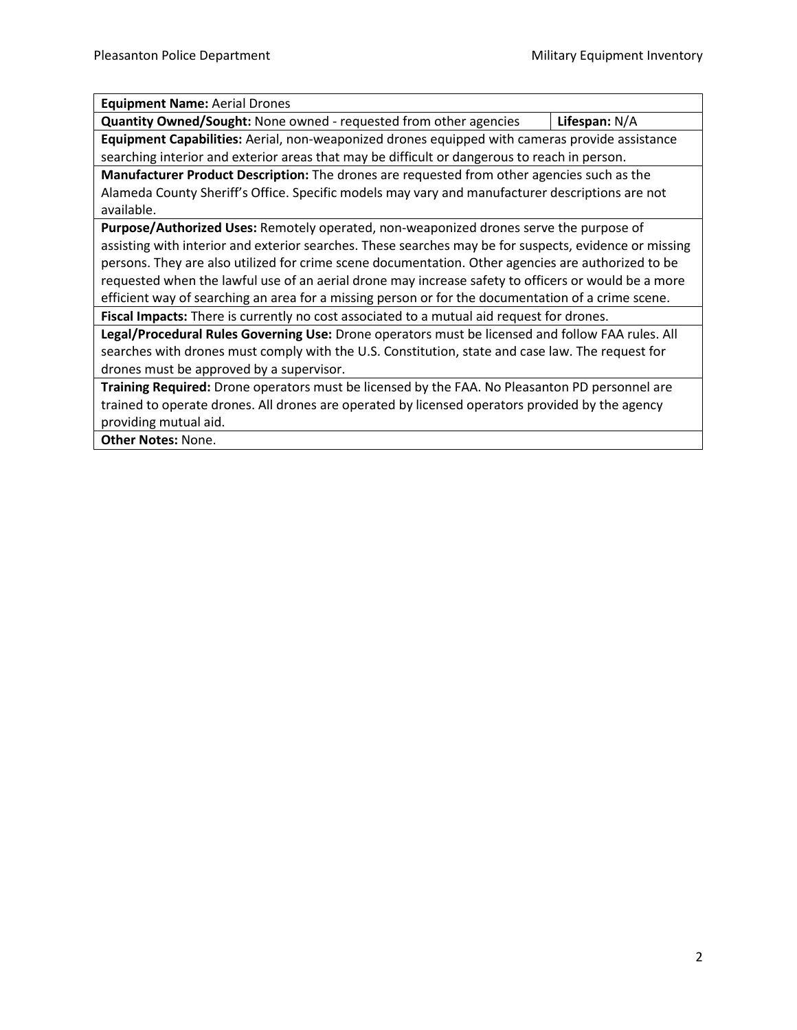| **Equipment Name:** Aerial Drones | |
|---|---|
| **Quantity Owned/Sought:** None owned - requested from other agencies | **Lifespan:** N/A |
| **Equipment Capabilities:** Aerial, non-weaponized drones equipped with cameras provide assistance searching interior and exterior areas that may be difficult or dangerous to reach in person. | |
| **Manufacturer Product Description:** The drones are requested from other agencies such as the Alameda County Sheriff's Office. Specific models may vary and manufacturer descriptions are not available. | |
| **Purpose/Authorized Uses:** Remotely operated, non-weaponized drones serve the purpose of assisting with interior and exterior searches. These searches may be for suspects, evidence or missing persons. They are also utilized for crime scene documentation. Other agencies are authorized to be requested when the lawful use of an aerial drone may increase safety to officers or would be a more efficient way of searching an area for a missing person or for the documentation of a crime scene. | |
| **Fiscal Impacts:** There is currently no cost associated to a mutual aid request for drones. | |
| **Legal/Procedural Rules Governing Use:** Drone operators must be licensed and follow FAA rules. All searches with drones must comply with the U.S. Constitution, state and case law. The request for drones must be approved by a supervisor. | |
| **Training Required:** Drone operators must be licensed by the FAA. No Pleasanton PD personnel are trained to operate drones. All drones are operated by licensed operators provided by the agency providing mutual aid. | |
| **Other Notes:** None. | |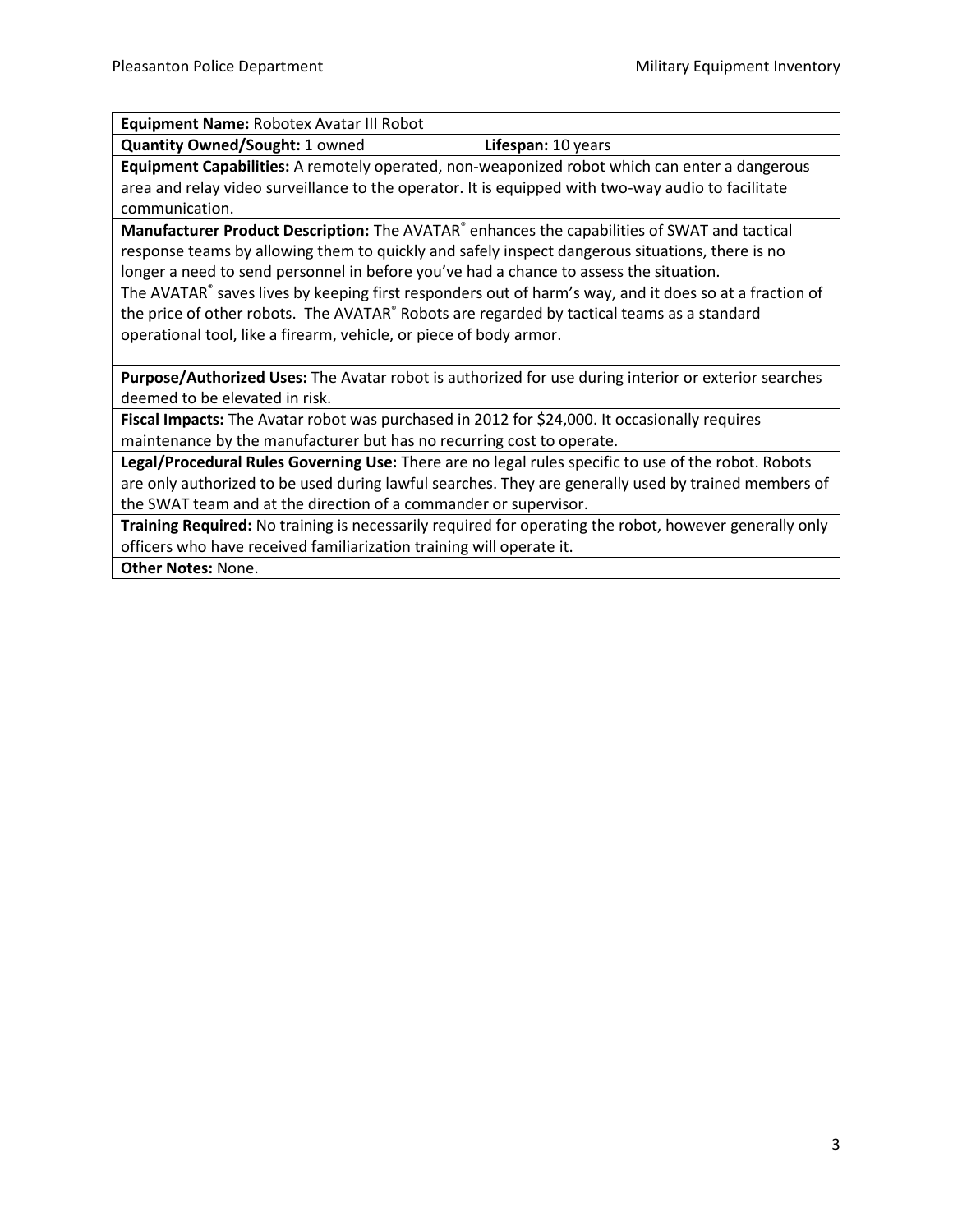| **Equipment Name:** Robotex Avatar III Robot | |
|---|---|
| **Quantity Owned/Sought:** 1 owned | **Lifespan:** 10 years |
| **Equipment Capabilities:** A remotely operated, non-weaponized robot which can enter a dangerous area and relay video surveillance to the operator. It is equipped with two-way audio to facilitate communication. | |
| **Manufacturer Product Description:** The AVATAR® enhances the capabilities of SWAT and tactical response teams by allowing them to quickly and safely inspect dangerous situations, there is no longer a need to send personnel in before you've had a chance to assess the situation. The AVATAR® saves lives by keeping first responders out of harm's way, and it does so at a fraction of the price of other robots. The AVATAR® Robots are regarded by tactical teams as a standard operational tool, like a firearm, vehicle, or piece of body armor. | |
| **Purpose/Authorized Uses:** The Avatar robot is authorized for use during interior or exterior searches deemed to be elevated in risk. | |
| **Fiscal Impacts:** The Avatar robot was purchased in 2012 for $24,000. It occasionally requires maintenance by the manufacturer but has no recurring cost to operate. | |
| **Legal/Procedural Rules Governing Use:** There are no legal rules specific to use of the robot. Robots are only authorized to be used during lawful searches. They are generally used by trained members of the SWAT team and at the direction of a commander or supervisor. | |
| **Training Required:** No training is necessarily required for operating the robot, however generally only officers who have received familiarization training will operate it. | |
| **Other Notes:** None. | |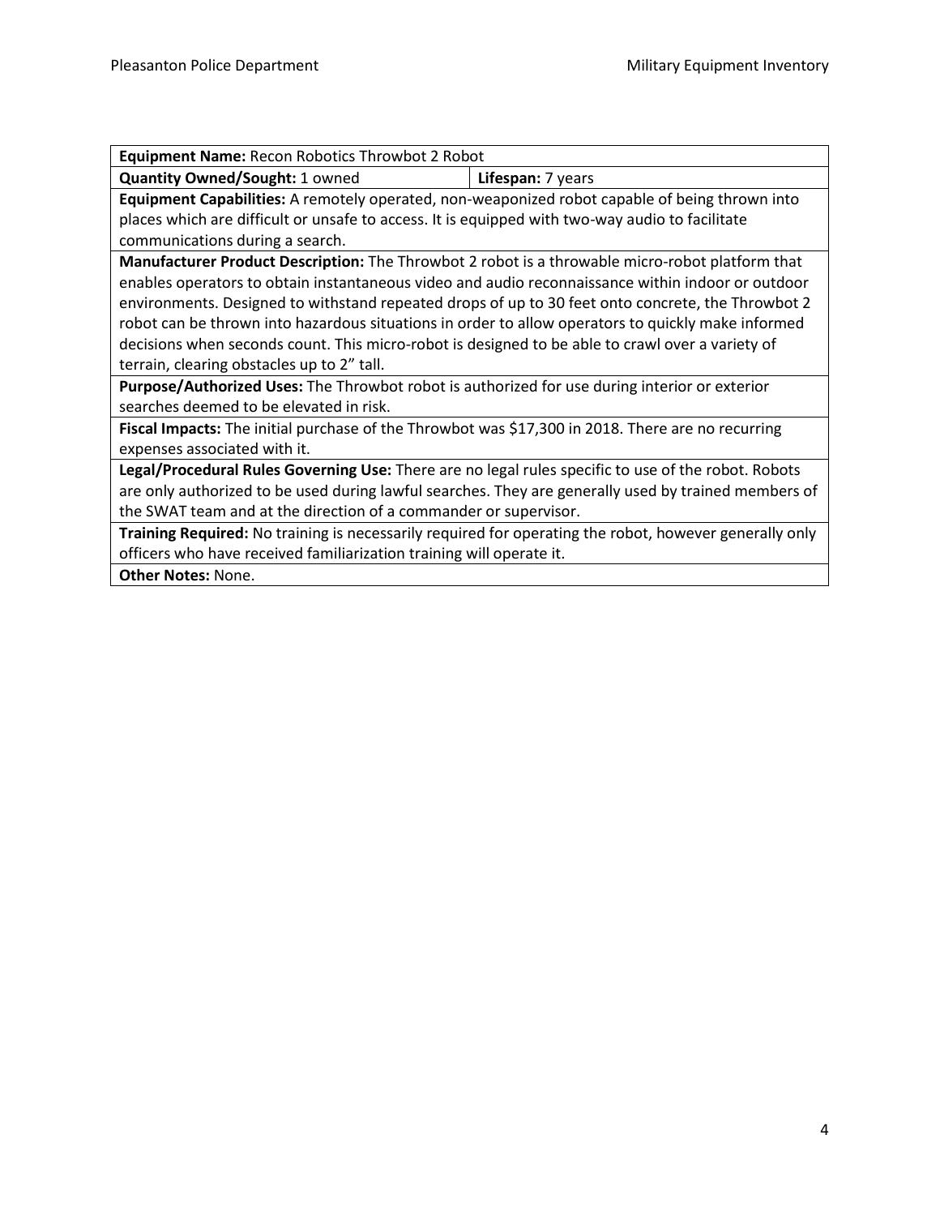| **Equipment Name:** Recon Robotics Throwbot 2 Robot | |
|---|---|
| **Quantity Owned/Sought:** 1 owned | **Lifespan:** 7 years |
| **Equipment Capabilities:** A remotely operated, non-weaponized robot capable of being thrown into places which are difficult or unsafe to access. It is equipped with two-way audio to facilitate communications during a search. | |
| **Manufacturer Product Description:** The Throwbot 2 robot is a throwable micro-robot platform that enables operators to obtain instantaneous video and audio reconnaissance within indoor or outdoor environments. Designed to withstand repeated drops of up to 30 feet onto concrete, the Throwbot 2 robot can be thrown into hazardous situations in order to allow operators to quickly make informed decisions when seconds count. This micro-robot is designed to be able to crawl over a variety of terrain, clearing obstacles up to 2" tall. | |
| **Purpose/Authorized Uses:** The Throwbot robot is authorized for use during interior or exterior searches deemed to be elevated in risk. | |
| **Fiscal Impacts:** The initial purchase of the Throwbot was $17,300 in 2018. There are no recurring expenses associated with it. | |
| **Legal/Procedural Rules Governing Use:** There are no legal rules specific to use of the robot. Robots are only authorized to be used during lawful searches. They are generally used by trained members of the SWAT team and at the direction of a commander or supervisor. | |
| **Training Required:** No training is necessarily required for operating the robot, however generally only officers who have received familiarization training will operate it. | |
| **Other Notes:** None. | |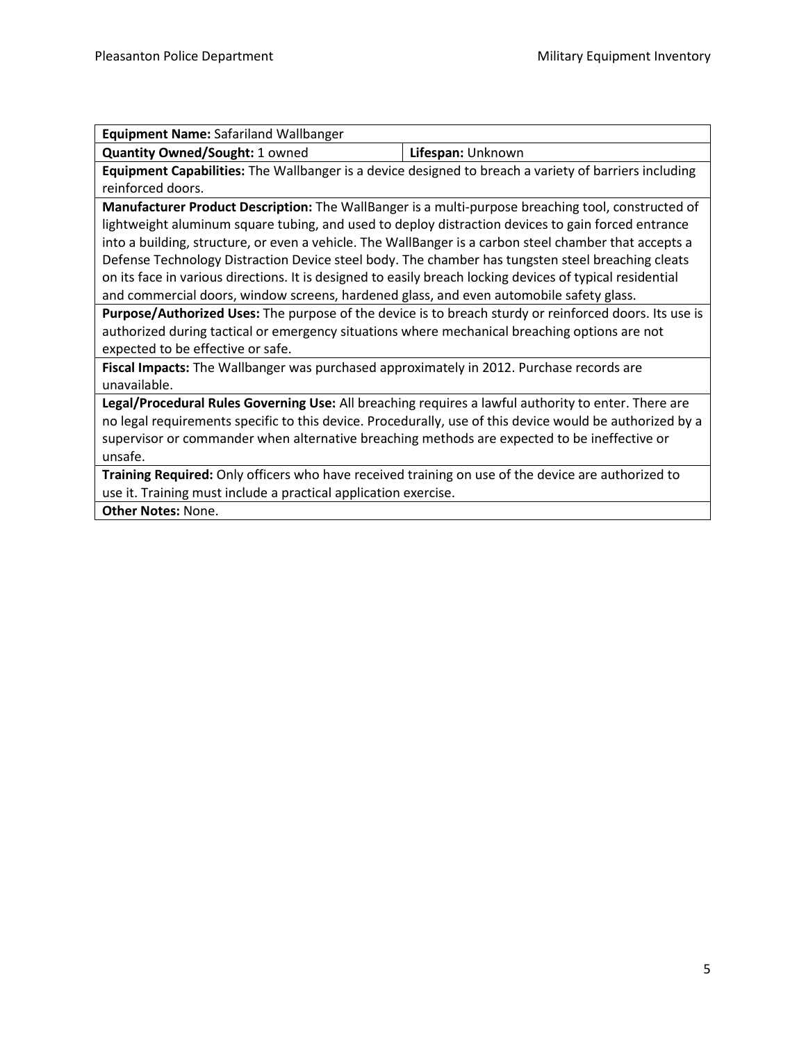| **Equipment Name:** Safariland Wallbanger | |
|---|---|
| **Quantity Owned/Sought:** 1 owned | **Lifespan:** Unknown |
| **Equipment Capabilities:** The Wallbanger is a device designed to breach a variety of barriers including reinforced doors. | |
| **Manufacturer Product Description:** The WallBanger is a multi-purpose breaching tool, constructed of lightweight aluminum square tubing, and used to deploy distraction devices to gain forced entrance into a building, structure, or even a vehicle. The WallBanger is a carbon steel chamber that accepts a Defense Technology Distraction Device steel body. The chamber has tungsten steel breaching cleats on its face in various directions. It is designed to easily breach locking devices of typical residential and commercial doors, window screens, hardened glass, and even automobile safety glass. | |
| **Purpose/Authorized Uses:** The purpose of the device is to breach sturdy or reinforced doors. Its use is authorized during tactical or emergency situations where mechanical breaching options are not expected to be effective or safe. | |
| **Fiscal Impacts:** The Wallbanger was purchased approximately in 2012. Purchase records are unavailable. | |
| **Legal/Procedural Rules Governing Use:** All breaching requires a lawful authority to enter. There are no legal requirements specific to this device. Procedurally, use of this device would be authorized by a supervisor or commander when alternative breaching methods are expected to be ineffective or unsafe. | |
| **Training Required:** Only officers who have received training on use of the device are authorized to use it. Training must include a practical application exercise. | |
| **Other Notes:** None. | |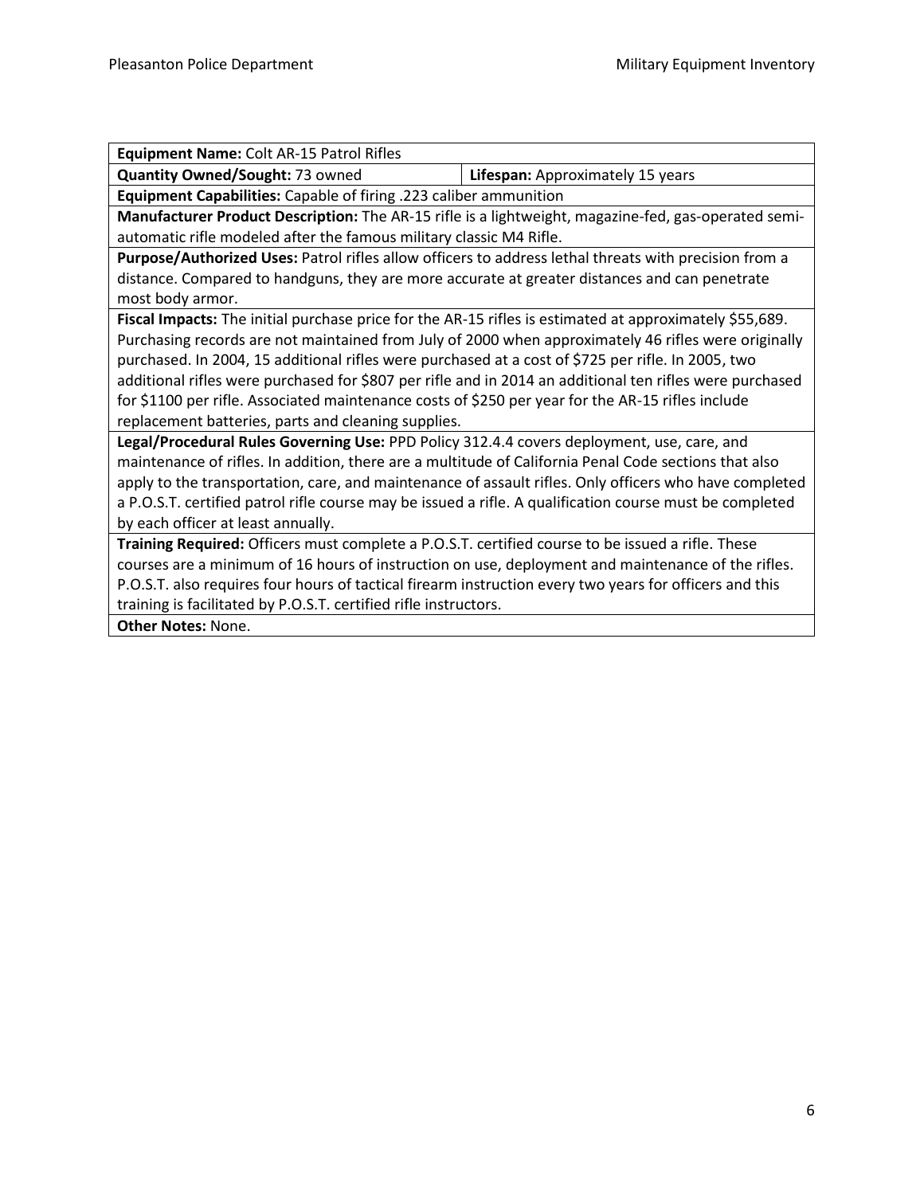**Equipment Name:** Colt AR-15 Patrol Rifles

**Quantity Owned/Sought:** 73 owned | **Lifespan:** Approximately 15 years

**Equipment Capabilities:** Capable of firing .223 caliber ammunition

**Manufacturer Product Description:** The AR-15 rifle is a lightweight, magazine-fed, gas-operated semi-automatic rifle modeled after the famous military classic M4 Rifle.

**Purpose/Authorized Uses:** Patrol rifles allow officers to address lethal threats with precision from a distance. Compared to handguns, they are more accurate at greater distances and can penetrate most body armor.

**Fiscal Impacts:** The initial purchase price for the AR-15 rifles is estimated at approximately $55,689. Purchasing records are not maintained from July of 2000 when approximately 46 rifles were originally purchased. In 2004, 15 additional rifles were purchased at a cost of $725 per rifle. In 2005, two additional rifles were purchased for $807 per rifle and in 2014 an additional ten rifles were purchased for $1100 per rifle. Associated maintenance costs of $250 per year for the AR-15 rifles include replacement batteries, parts and cleaning supplies.

**Legal/Procedural Rules Governing Use:** PPD Policy 312.4.4 covers deployment, use, care, and maintenance of rifles. In addition, there are a multitude of California Penal Code sections that also apply to the transportation, care, and maintenance of assault rifles. Only officers who have completed a P.O.S.T. certified patrol rifle course may be issued a rifle. A qualification course must be completed by each officer at least annually.

**Training Required:** Officers must complete a P.O.S.T. certified course to be issued a rifle. These courses are a minimum of 16 hours of instruction on use, deployment and maintenance of the rifles. P.O.S.T. also requires four hours of tactical firearm instruction every two years for officers and this training is facilitated by P.O.S.T. certified rifle instructors.

**Other Notes:** None.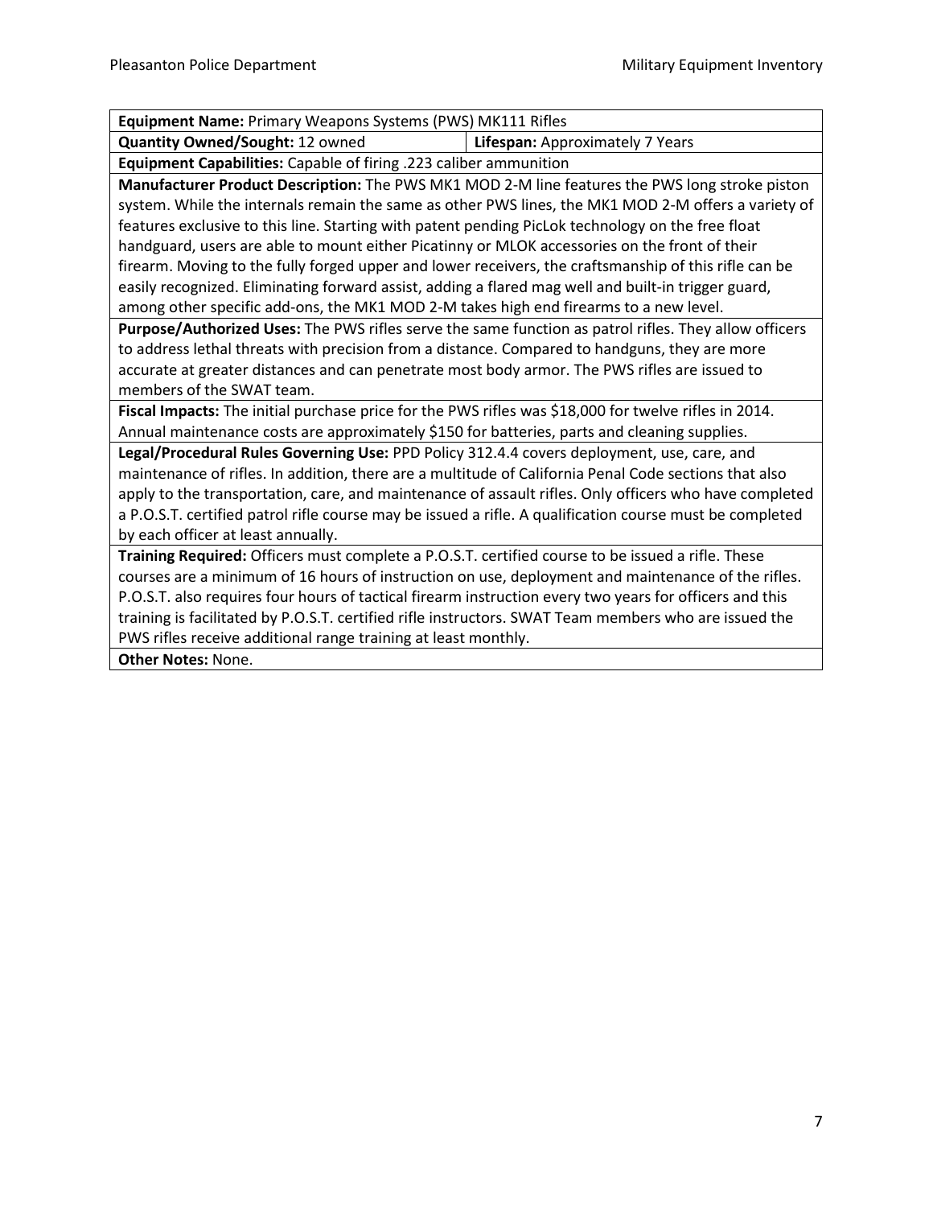| **Equipment Name:** Primary Weapons Systems (PWS) MK111 Rifles | |
|---|---|
| **Quantity Owned/Sought:** 12 owned | **Lifespan:** Approximately 7 Years |
| **Equipment Capabilities:** Capable of firing .223 caliber ammunition | |
| **Manufacturer Product Description:** The PWS MK1 MOD 2-M line features the PWS long stroke piston system. While the internals remain the same as other PWS lines, the MK1 MOD 2-M offers a variety of features exclusive to this line. Starting with patent pending PicLok technology on the free float handguard, users are able to mount either Picatinny or MLOK accessories on the front of their firearm. Moving to the fully forged upper and lower receivers, the craftsmanship of this rifle can be easily recognized. Eliminating forward assist, adding a flared mag well and built-in trigger guard, among other specific add-ons, the MK1 MOD 2-M takes high end firearms to a new level. | |
| **Purpose/Authorized Uses:** The PWS rifles serve the same function as patrol rifles. They allow officers to address lethal threats with precision from a distance. Compared to handguns, they are more accurate at greater distances and can penetrate most body armor. The PWS rifles are issued to members of the SWAT team. | |
| **Fiscal Impacts:** The initial purchase price for the PWS rifles was $18,000 for twelve rifles in 2014. Annual maintenance costs are approximately $150 for batteries, parts and cleaning supplies. | |
| **Legal/Procedural Rules Governing Use:** PPD Policy 312.4.4 covers deployment, use, care, and maintenance of rifles. In addition, there are a multitude of California Penal Code sections that also apply to the transportation, care, and maintenance of assault rifles. Only officers who have completed a P.O.S.T. certified patrol rifle course may be issued a rifle. A qualification course must be completed by each officer at least annually. | |
| **Training Required:** Officers must complete a P.O.S.T. certified course to be issued a rifle. These courses are a minimum of 16 hours of instruction on use, deployment and maintenance of the rifles. P.O.S.T. also requires four hours of tactical firearm instruction every two years for officers and this training is facilitated by P.O.S.T. certified rifle instructors. SWAT Team members who are issued the PWS rifles receive additional range training at least monthly. | |
| **Other Notes:** None. | |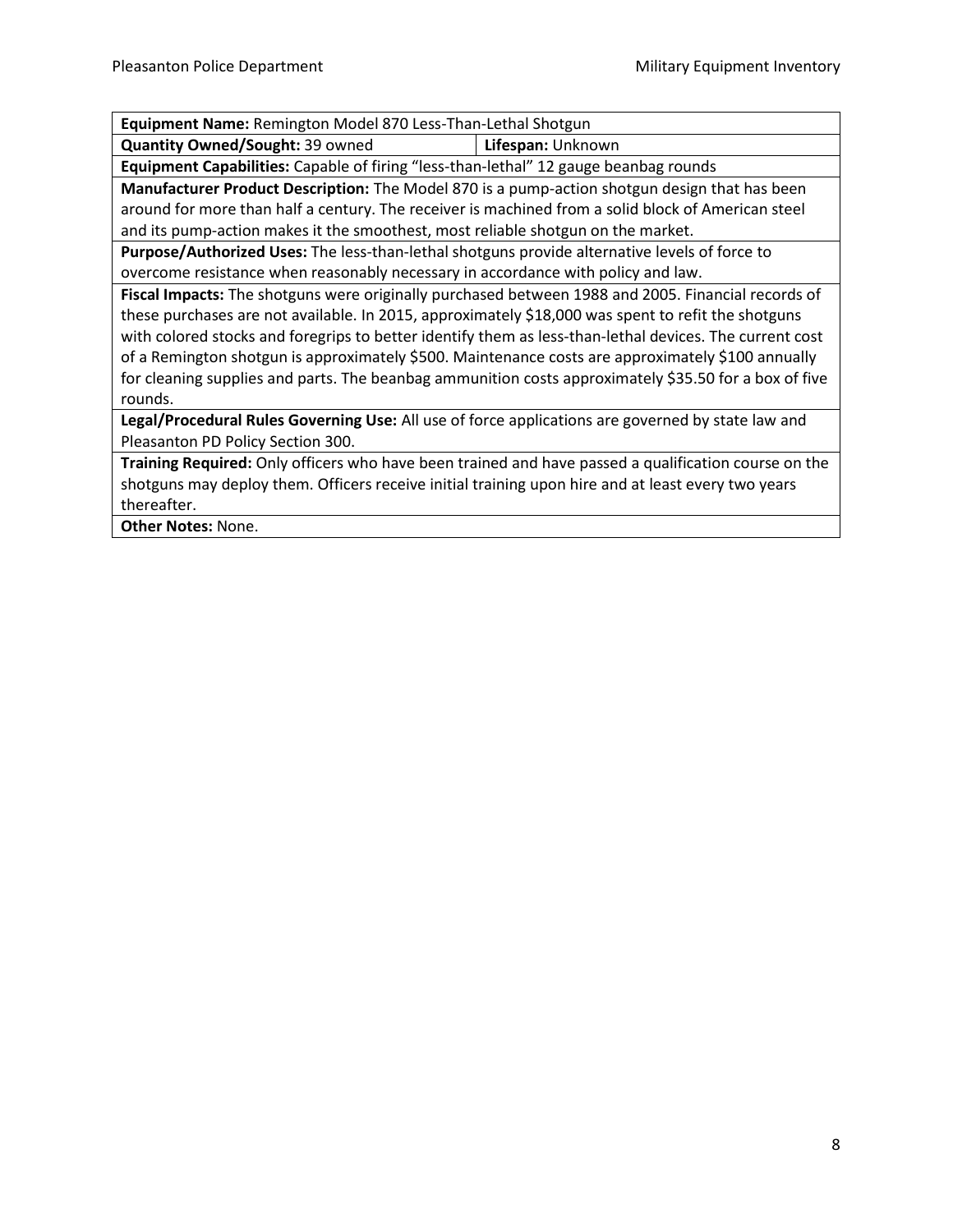**Equipment Name:** Remington Model 870 Less-Than-Lethal Shotgun

**Quantity Owned/Sought:** 39 owned | **Lifespan:** Unknown

**Equipment Capabilities:** Capable of firing "less-than-lethal" 12 gauge beanbag rounds

**Manufacturer Product Description:** The Model 870 is a pump-action shotgun design that has been around for more than half a century. The receiver is machined from a solid block of American steel and its pump-action makes it the smoothest, most reliable shotgun on the market.

**Purpose/Authorized Uses:** The less-than-lethal shotguns provide alternative levels of force to overcome resistance when reasonably necessary in accordance with policy and law.

**Fiscal Impacts:** The shotguns were originally purchased between 1988 and 2005. Financial records of these purchases are not available. In 2015, approximately $18,000 was spent to refit the shotguns with colored stocks and foregrips to better identify them as less-than-lethal devices. The current cost of a Remington shotgun is approximately $500. Maintenance costs are approximately $100 annually for cleaning supplies and parts. The beanbag ammunition costs approximately $35.50 for a box of five rounds.

**Legal/Procedural Rules Governing Use:** All use of force applications are governed by state law and Pleasanton PD Policy Section 300.

**Training Required:** Only officers who have been trained and have passed a qualification course on the shotguns may deploy them. Officers receive initial training upon hire and at least every two years thereafter.

**Other Notes:** None.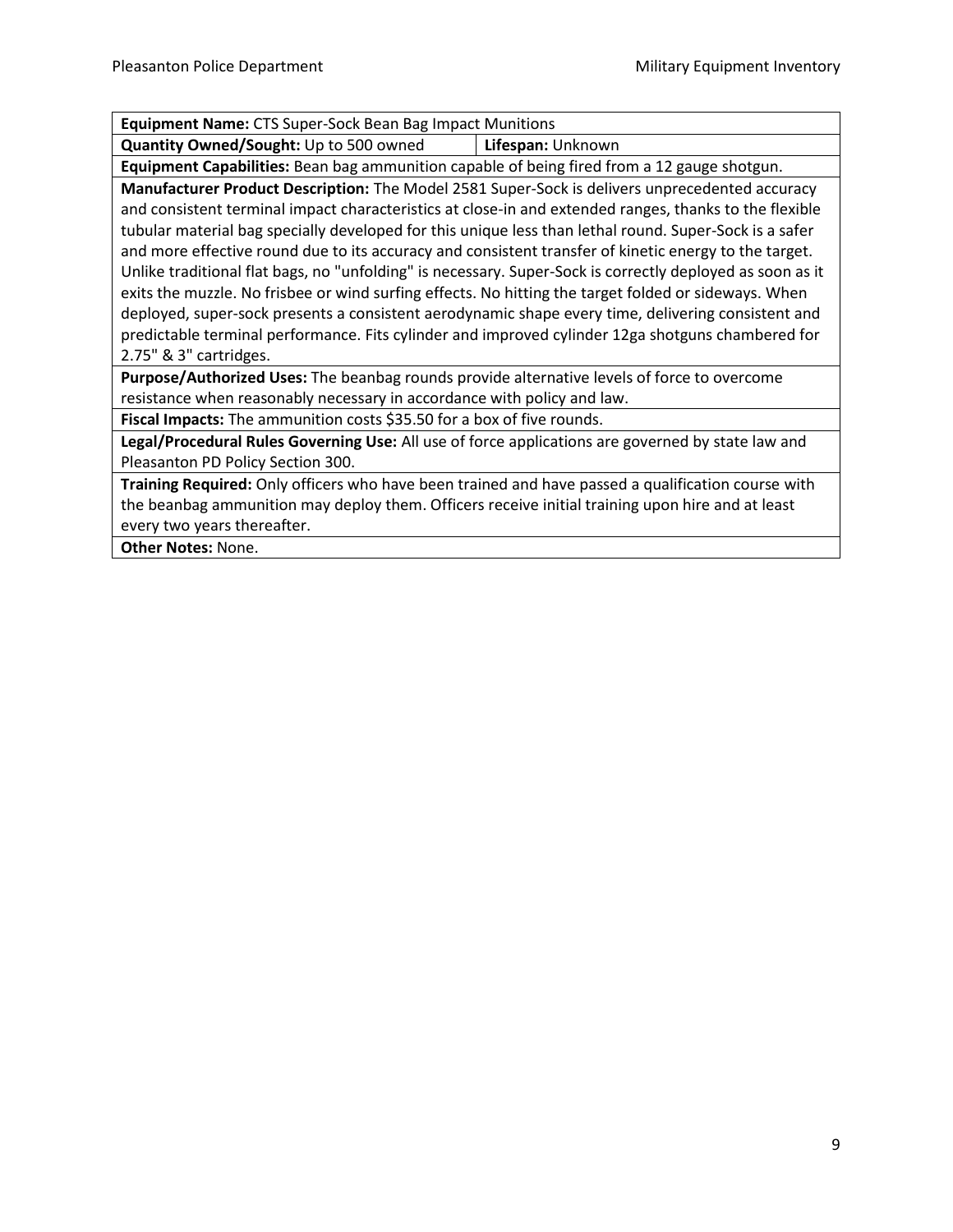| **Equipment Name:** CTS Super-Sock Bean Bag Impact Munitions | |
|---|---|
| **Quantity Owned/Sought:** Up to 500 owned | **Lifespan:** Unknown |
| **Equipment Capabilities:** Bean bag ammunition capable of being fired from a 12 gauge shotgun. | |
| **Manufacturer Product Description:** The Model 2581 Super-Sock is delivers unprecedented accuracy and consistent terminal impact characteristics at close-in and extended ranges, thanks to the flexible tubular material bag specially developed for this unique less than lethal round. Super-Sock is a safer and more effective round due to its accuracy and consistent transfer of kinetic energy to the target. Unlike traditional flat bags, no "unfolding" is necessary. Super-Sock is correctly deployed as soon as it exits the muzzle. No frisbee or wind surfing effects. No hitting the target folded or sideways. When deployed, super-sock presents a consistent aerodynamic shape every time, delivering consistent and predictable terminal performance. Fits cylinder and improved cylinder 12ga shotguns chambered for 2.75" & 3" cartridges. | |
| **Purpose/Authorized Uses:** The beanbag rounds provide alternative levels of force to overcome resistance when reasonably necessary in accordance with policy and law. | |
| **Fiscal Impacts:** The ammunition costs $35.50 for a box of five rounds. | |
| **Legal/Procedural Rules Governing Use:** All use of force applications are governed by state law and Pleasanton PD Policy Section 300. | |
| **Training Required:** Only officers who have been trained and have passed a qualification course with the beanbag ammunition may deploy them. Officers receive initial training upon hire and at least every two years thereafter. | |
| **Other Notes:** None. | |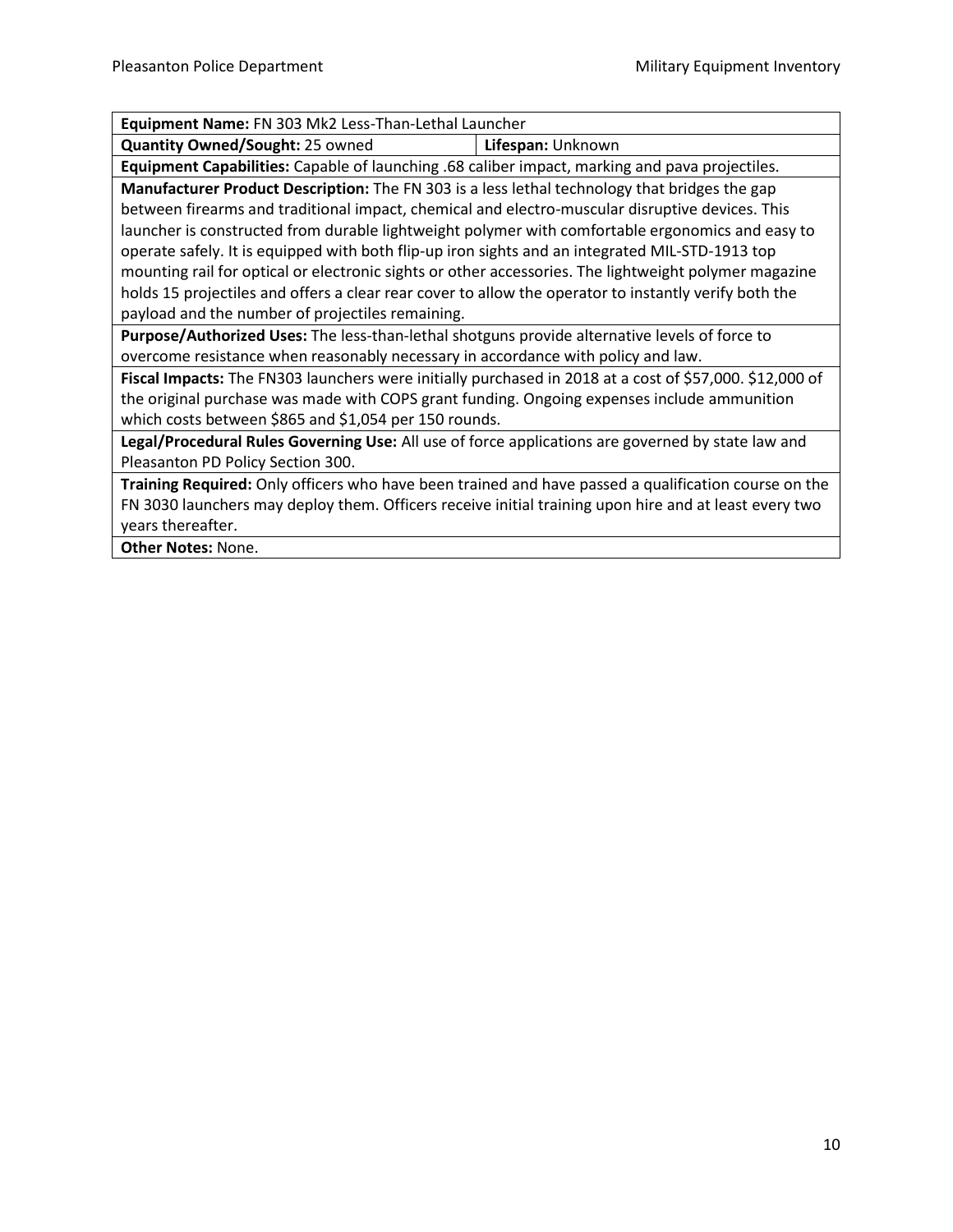| **Equipment Name:** FN 303 Mk2 Less-Than-Lethal Launcher | |
|---|---|
| **Quantity Owned/Sought:** 25 owned | **Lifespan:** Unknown |
| **Equipment Capabilities:** Capable of launching .68 caliber impact, marking and pava projectiles. | |
| **Manufacturer Product Description:** The FN 303 is a less lethal technology that bridges the gap between firearms and traditional impact, chemical and electro-muscular disruptive devices. This launcher is constructed from durable lightweight polymer with comfortable ergonomics and easy to operate safely. It is equipped with both flip-up iron sights and an integrated MIL-STD-1913 top mounting rail for optical or electronic sights or other accessories. The lightweight polymer magazine holds 15 projectiles and offers a clear rear cover to allow the operator to instantly verify both the payload and the number of projectiles remaining. | |
| **Purpose/Authorized Uses:** The less-than-lethal shotguns provide alternative levels of force to overcome resistance when reasonably necessary in accordance with policy and law. | |
| **Fiscal Impacts:** The FN303 launchers were initially purchased in 2018 at a cost of $57,000. $12,000 of the original purchase was made with COPS grant funding. Ongoing expenses include ammunition which costs between $865 and $1,054 per 150 rounds. | |
| **Legal/Procedural Rules Governing Use:** All use of force applications are governed by state law and Pleasanton PD Policy Section 300. | |
| **Training Required:** Only officers who have been trained and have passed a qualification course on the FN 3030 launchers may deploy them. Officers receive initial training upon hire and at least every two years thereafter. | |
| **Other Notes:** None. | |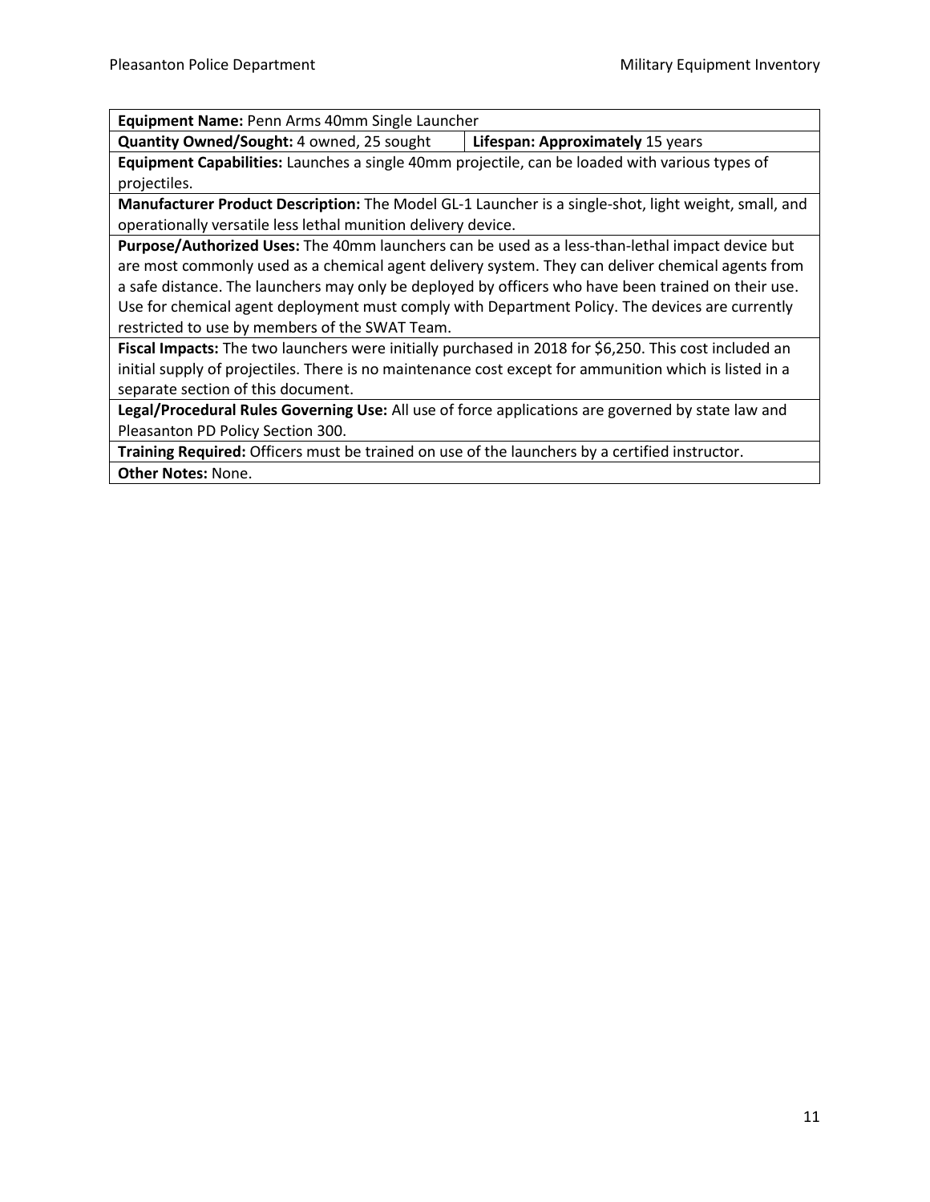| **Equipment Name:** Penn Arms 40mm Single Launcher | |
|---|---|
| **Quantity Owned/Sought:** 4 owned, 25 sought | **Lifespan: Approximately** 15 years |
| **Equipment Capabilities:** Launches a single 40mm projectile, can be loaded with various types of projectiles. | |
| **Manufacturer Product Description:** The Model GL-1 Launcher is a single-shot, light weight, small, and operationally versatile less lethal munition delivery device. | |
| **Purpose/Authorized Uses:** The 40mm launchers can be used as a less-than-lethal impact device but are most commonly used as a chemical agent delivery system. They can deliver chemical agents from a safe distance. The launchers may only be deployed by officers who have been trained on their use. Use for chemical agent deployment must comply with Department Policy. The devices are currently restricted to use by members of the SWAT Team. | |
| **Fiscal Impacts:** The two launchers were initially purchased in 2018 for $6,250. This cost included an initial supply of projectiles. There is no maintenance cost except for ammunition which is listed in a separate section of this document. | |
| **Legal/Procedural Rules Governing Use:** All use of force applications are governed by state law and Pleasanton PD Policy Section 300. | |
| **Training Required:** Officers must be trained on use of the launchers by a certified instructor. | |
| **Other Notes:** None. | |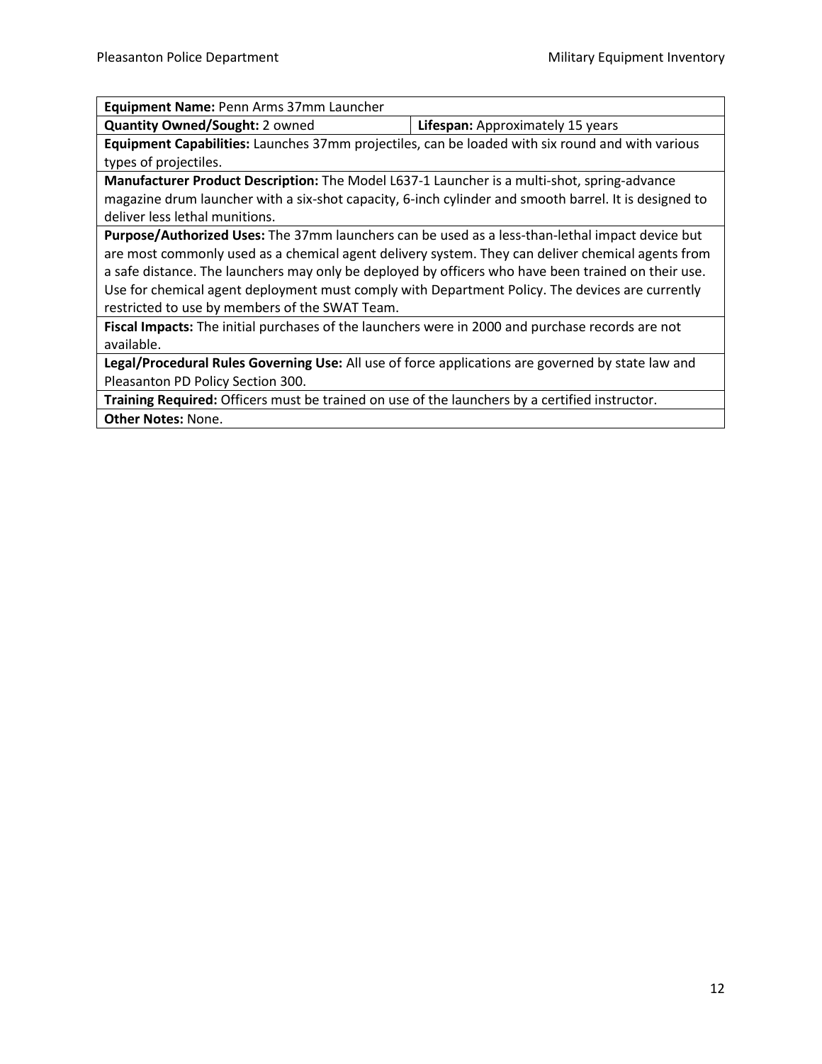| **Equipment Name:** Penn Arms 37mm Launcher | |
|---|---|
| **Quantity Owned/Sought:** 2 owned | **Lifespan:** Approximately 15 years |
| **Equipment Capabilities:** Launches 37mm projectiles, can be loaded with six round and with various types of projectiles. | |
| **Manufacturer Product Description:** The Model L637-1 Launcher is a multi-shot, spring-advance magazine drum launcher with a six-shot capacity, 6-inch cylinder and smooth barrel. It is designed to deliver less lethal munitions. | |
| **Purpose/Authorized Uses:** The 37mm launchers can be used as a less-than-lethal impact device but are most commonly used as a chemical agent delivery system. They can deliver chemical agents from a safe distance. The launchers may only be deployed by officers who have been trained on their use. Use for chemical agent deployment must comply with Department Policy. The devices are currently restricted to use by members of the SWAT Team. | |
| **Fiscal Impacts:** The initial purchases of the launchers were in 2000 and purchase records are not available. | |
| **Legal/Procedural Rules Governing Use:** All use of force applications are governed by state law and Pleasanton PD Policy Section 300. | |
| **Training Required:** Officers must be trained on use of the launchers by a certified instructor. | |
| **Other Notes:** None. | |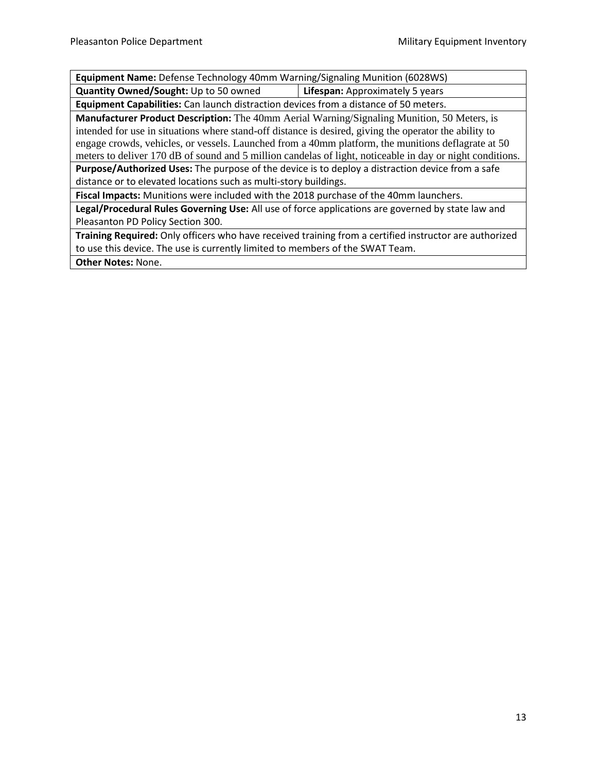| **Equipment Name:** Defense Technology 40mm Warning/Signaling Munition (6028WS) | |
|---|---|
| **Quantity Owned/Sought:** Up to 50 owned | **Lifespan:** Approximately 5 years |
| **Equipment Capabilities:** Can launch distraction devices from a distance of 50 meters. | |
| **Manufacturer Product Description:** The 40mm Aerial Warning/Signaling Munition, 50 Meters, is intended for use in situations where stand-off distance is desired, giving the operator the ability to engage crowds, vehicles, or vessels. Launched from a 40mm platform, the munitions deflagrate at 50 meters to deliver 170 dB of sound and 5 million candelas of light, noticeable in day or night conditions. | |
| **Purpose/Authorized Uses:** The purpose of the device is to deploy a distraction device from a safe distance or to elevated locations such as multi-story buildings. | |
| **Fiscal Impacts:** Munitions were included with the 2018 purchase of the 40mm launchers. | |
| **Legal/Procedural Rules Governing Use:** All use of force applications are governed by state law and Pleasanton PD Policy Section 300. | |
| **Training Required:** Only officers who have received training from a certified instructor are authorized to use this device. The use is currently limited to members of the SWAT Team. | |
| **Other Notes:** None. | |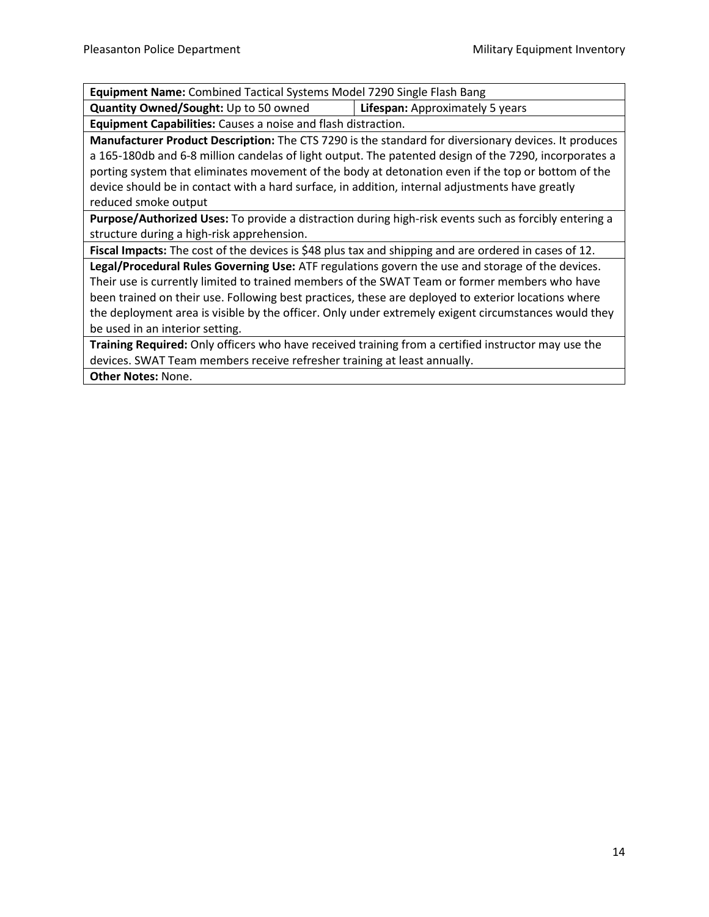| **Equipment Name:** Combined Tactical Systems Model 7290 Single Flash Bang | |
|---|---|
| **Quantity Owned/Sought:** Up to 50 owned | **Lifespan:** Approximately 5 years |
| **Equipment Capabilities:** Causes a noise and flash distraction. | |
| **Manufacturer Product Description:** The CTS 7290 is the standard for diversionary devices. It produces a 165-180db and 6-8 million candelas of light output. The patented design of the 7290, incorporates a porting system that eliminates movement of the body at detonation even if the top or bottom of the device should be in contact with a hard surface, in addition, internal adjustments have greatly reduced smoke output | |
| **Purpose/Authorized Uses:** To provide a distraction during high-risk events such as forcibly entering a structure during a high-risk apprehension. | |
| **Fiscal Impacts:** The cost of the devices is $48 plus tax and shipping and are ordered in cases of 12. | |
| **Legal/Procedural Rules Governing Use:** ATF regulations govern the use and storage of the devices. Their use is currently limited to trained members of the SWAT Team or former members who have been trained on their use. Following best practices, these are deployed to exterior locations where the deployment area is visible by the officer. Only under extremely exigent circumstances would they be used in an interior setting. | |
| **Training Required:** Only officers who have received training from a certified instructor may use the devices. SWAT Team members receive refresher training at least annually. | |
| **Other Notes:** None. | |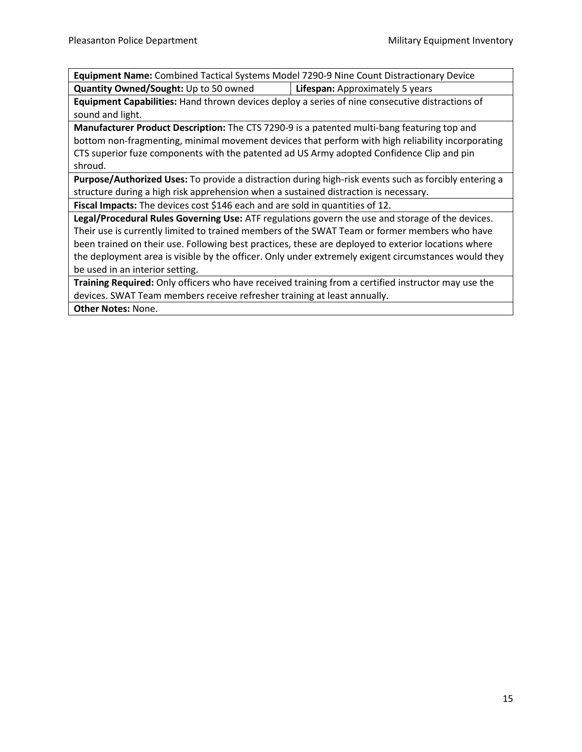| **Equipment Name:** Combined Tactical Systems Model 7290-9 Nine Count Distractionary Device | |
|---|---|
| **Quantity Owned/Sought:** Up to 50 owned | **Lifespan:** Approximately 5 years |
| **Equipment Capabilities:** Hand thrown devices deploy a series of nine consecutive distractions of sound and light. | |
| **Manufacturer Product Description:** The CTS 7290-9 is a patented multi-bang featuring top and bottom non-fragmenting, minimal movement devices that perform with high reliability incorporating CTS superior fuze components with the patented ad US Army adopted Confidence Clip and pin shroud. | |
| **Purpose/Authorized Uses:** To provide a distraction during high-risk events such as forcibly entering a structure during a high risk apprehension when a sustained distraction is necessary. | |
| **Fiscal Impacts:** The devices cost $146 each and are sold in quantities of 12. | |
| **Legal/Procedural Rules Governing Use:** ATF regulations govern the use and storage of the devices. Their use is currently limited to trained members of the SWAT Team or former members who have been trained on their use. Following best practices, these are deployed to exterior locations where the deployment area is visible by the officer. Only under extremely exigent circumstances would they be used in an interior setting. | |
| **Training Required:** Only officers who have received training from a certified instructor may use the devices. SWAT Team members receive refresher training at least annually. | |
| **Other Notes:** None. | |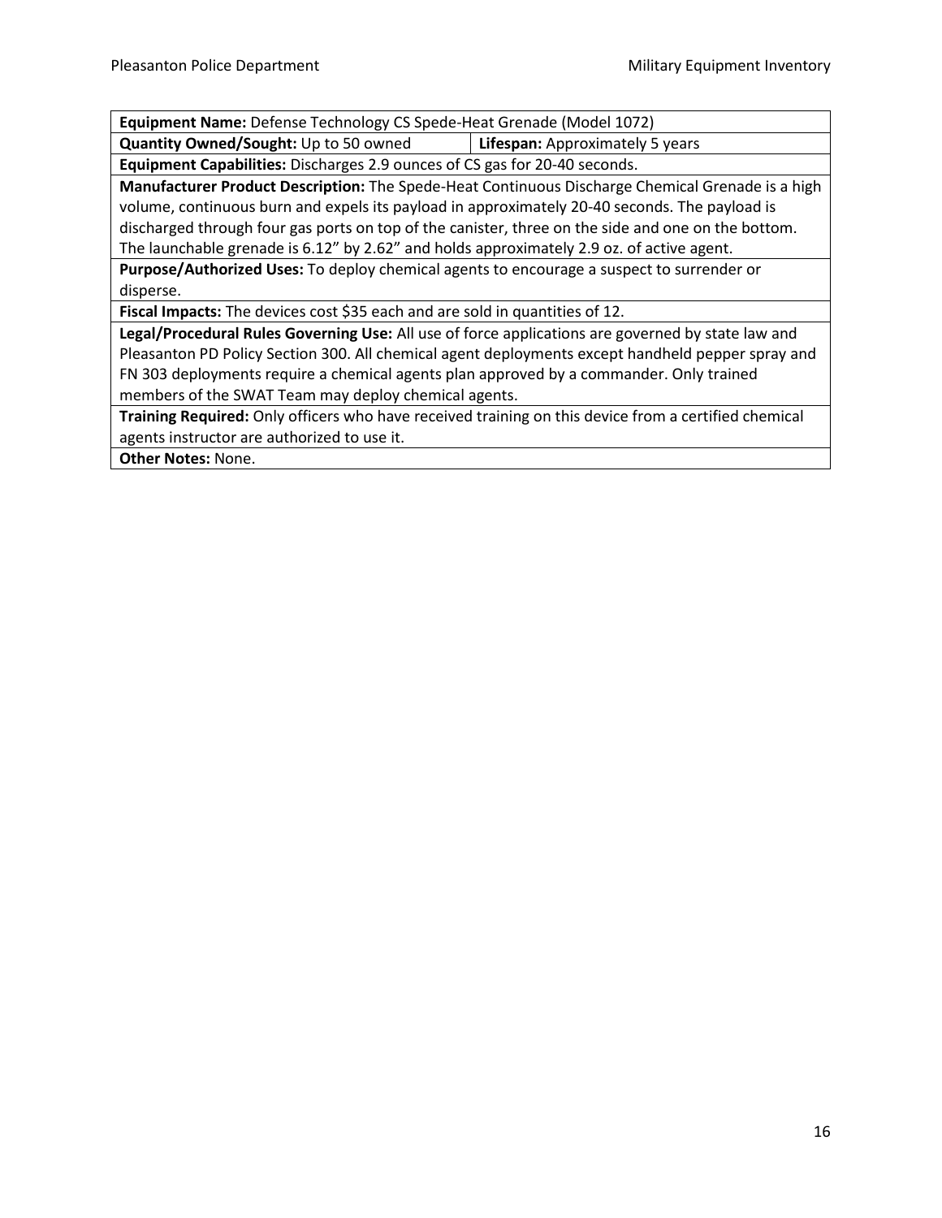| **Equipment Name:** Defense Technology CS Spede-Heat Grenade (Model 1072) | |
|---|---|
| **Quantity Owned/Sought:** Up to 50 owned | **Lifespan:** Approximately 5 years |
| **Equipment Capabilities:** Discharges 2.9 ounces of CS gas for 20-40 seconds. | |
| **Manufacturer Product Description:** The Spede-Heat Continuous Discharge Chemical Grenade is a high volume, continuous burn and expels its payload in approximately 20-40 seconds. The payload is discharged through four gas ports on top of the canister, three on the side and one on the bottom. The launchable grenade is 6.12" by 2.62" and holds approximately 2.9 oz. of active agent. | |
| **Purpose/Authorized Uses:** To deploy chemical agents to encourage a suspect to surrender or disperse. | |
| **Fiscal Impacts:** The devices cost $35 each and are sold in quantities of 12. | |
| **Legal/Procedural Rules Governing Use:** All use of force applications are governed by state law and Pleasanton PD Policy Section 300. All chemical agent deployments except handheld pepper spray and FN 303 deployments require a chemicals agents plan approved by a commander. Only trained members of the SWAT Team may deploy chemical agents. | |
| **Training Required:** Only officers who have received training on this device from a certified chemical agents instructor are authorized to use it. | |
| **Other Notes:** None. | |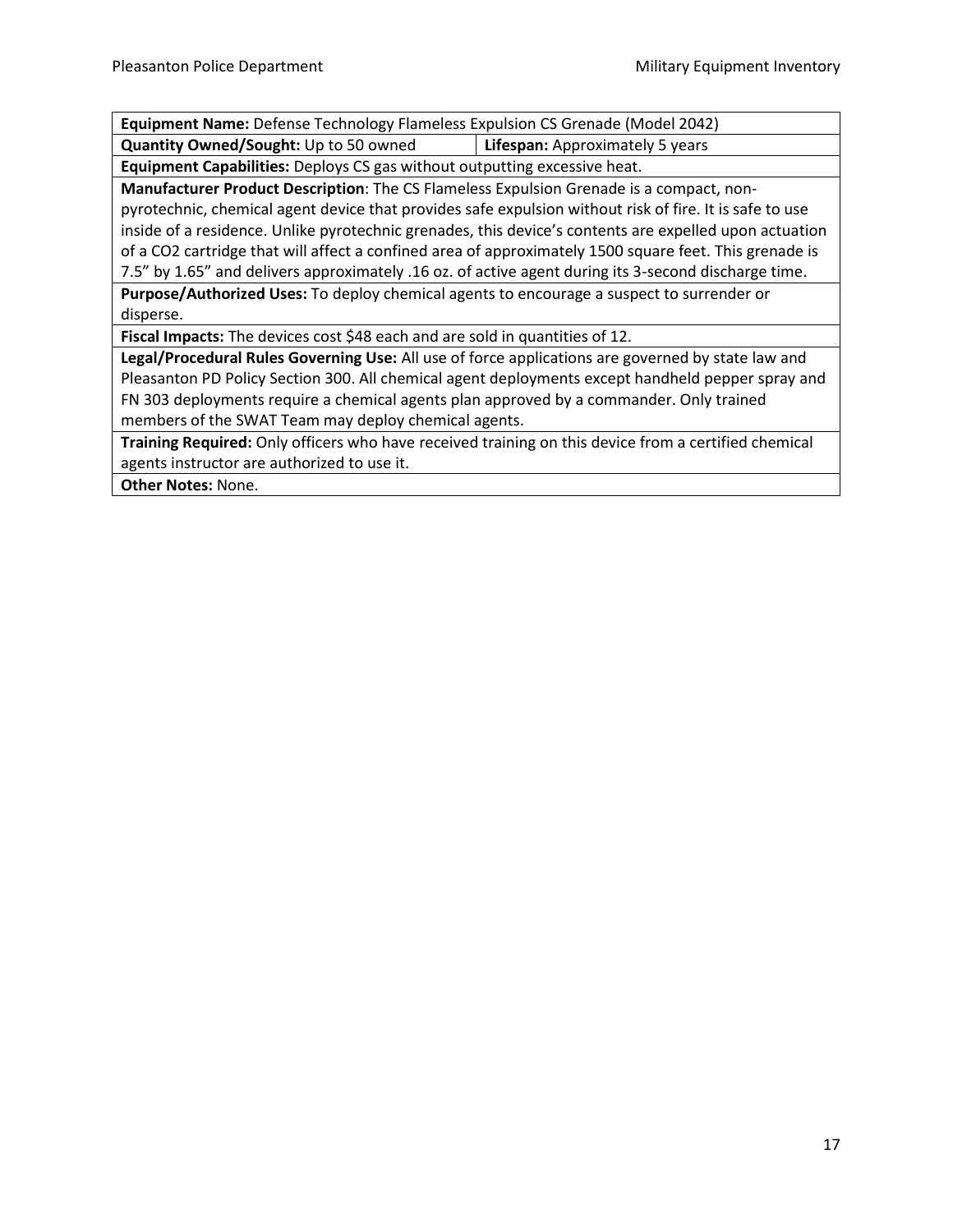| **Equipment Name:** Defense Technology Flameless Expulsion CS Grenade (Model 2042) | |
|---|---|
| **Quantity Owned/Sought:** Up to 50 owned | **Lifespan:** Approximately 5 years |
| **Equipment Capabilities:** Deploys CS gas without outputting excessive heat. | |
| **Manufacturer Product Description**: The CS Flameless Expulsion Grenade is a compact, non-pyrotechnic, chemical agent device that provides safe expulsion without risk of fire. It is safe to use inside of a residence. Unlike pyrotechnic grenades, this device's contents are expelled upon actuation of a CO2 cartridge that will affect a confined area of approximately 1500 square feet. This grenade is 7.5" by 1.65" and delivers approximately .16 oz. of active agent during its 3-second discharge time. | |
| **Purpose/Authorized Uses:** To deploy chemical agents to encourage a suspect to surrender or disperse. | |
| **Fiscal Impacts:** The devices cost $48 each and are sold in quantities of 12. | |
| **Legal/Procedural Rules Governing Use:** All use of force applications are governed by state law and Pleasanton PD Policy Section 300. All chemical agent deployments except handheld pepper spray and FN 303 deployments require a chemical agents plan approved by a commander. Only trained members of the SWAT Team may deploy chemical agents. | |
| **Training Required:** Only officers who have received training on this device from a certified chemical agents instructor are authorized to use it. | |
| **Other Notes:** None. | |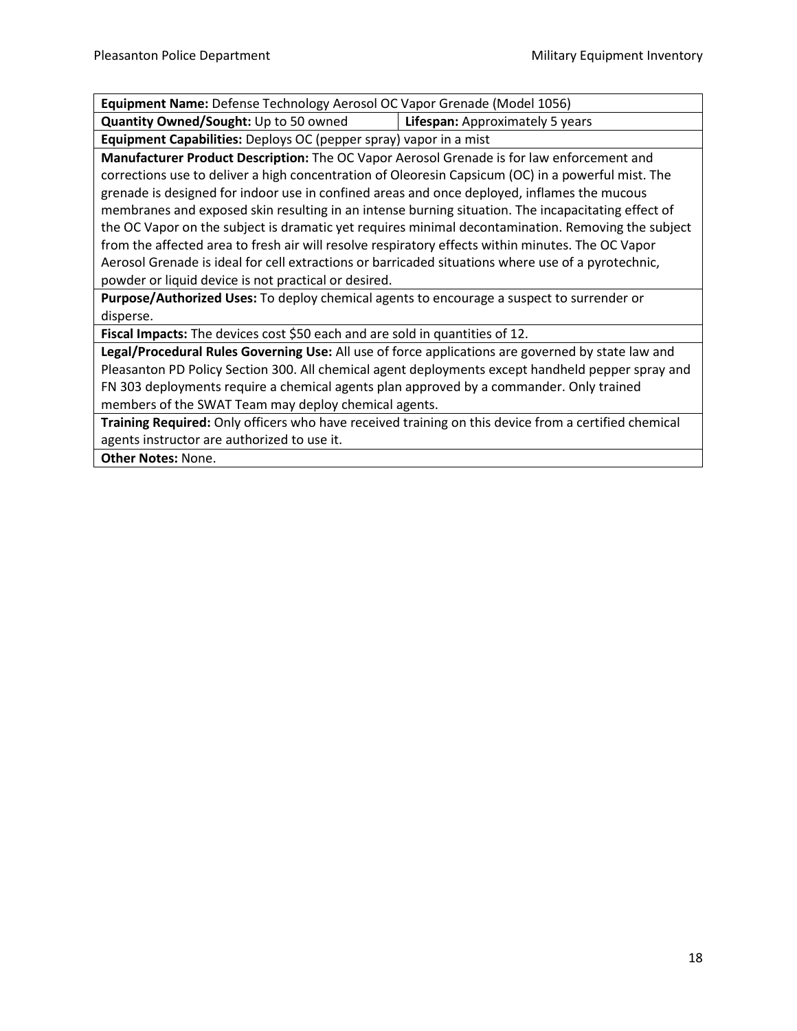| **Equipment Name:** Defense Technology Aerosol OC Vapor Grenade (Model 1056) | |
|---|---|
| **Quantity Owned/Sought:** Up to 50 owned | **Lifespan:** Approximately 5 years |
| **Equipment Capabilities:** Deploys OC (pepper spray) vapor in a mist | |
| **Manufacturer Product Description:** The OC Vapor Aerosol Grenade is for law enforcement and corrections use to deliver a high concentration of Oleoresin Capsicum (OC) in a powerful mist. The grenade is designed for indoor use in confined areas and once deployed, inflames the mucous membranes and exposed skin resulting in an intense burning situation. The incapacitating effect of the OC Vapor on the subject is dramatic yet requires minimal decontamination. Removing the subject from the affected area to fresh air will resolve respiratory effects within minutes. The OC Vapor Aerosol Grenade is ideal for cell extractions or barricaded situations where use of a pyrotechnic, powder or liquid device is not practical or desired. | |
| **Purpose/Authorized Uses:** To deploy chemical agents to encourage a suspect to surrender or disperse. | |
| **Fiscal Impacts:** The devices cost $50 each and are sold in quantities of 12. | |
| **Legal/Procedural Rules Governing Use:** All use of force applications are governed by state law and Pleasanton PD Policy Section 300. All chemical agent deployments except handheld pepper spray and FN 303 deployments require a chemical agents plan approved by a commander. Only trained members of the SWAT Team may deploy chemical agents. | |
| **Training Required:** Only officers who have received training on this device from a certified chemical agents instructor are authorized to use it. | |
| **Other Notes:** None. | |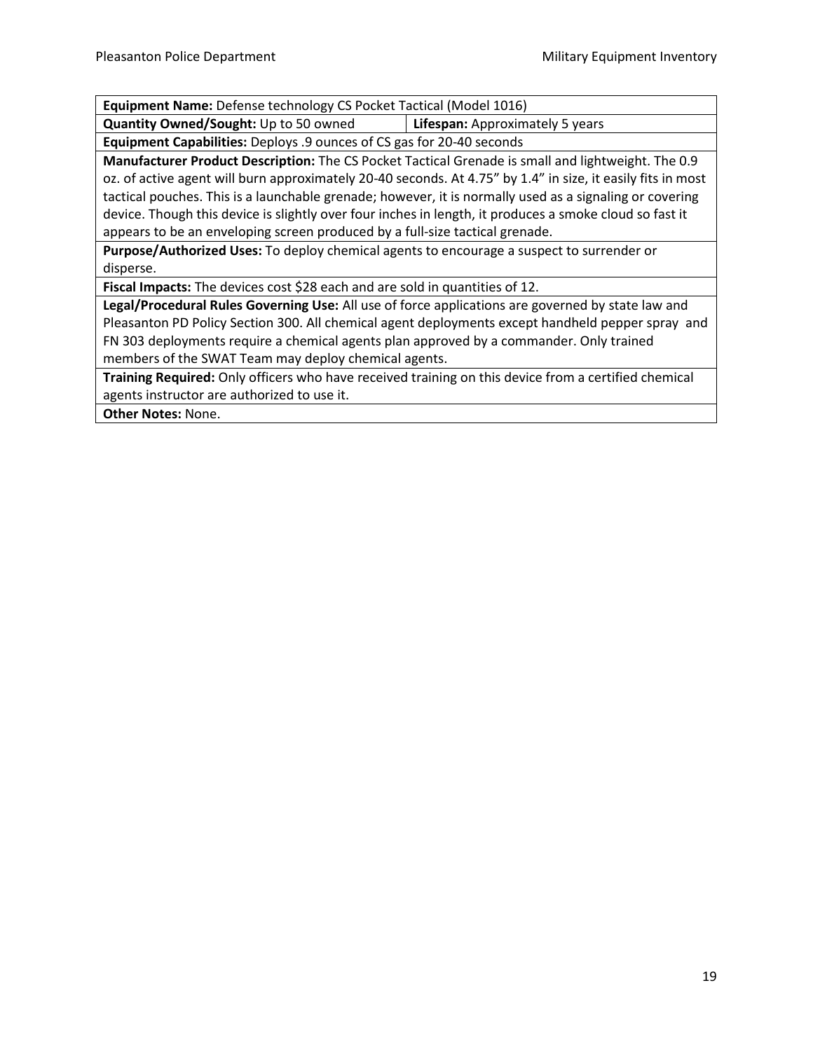| **Equipment Name:** Defense technology CS Pocket Tactical (Model 1016) | |
|---|---|
| **Quantity Owned/Sought:** Up to 50 owned | **Lifespan:** Approximately 5 years |
| **Equipment Capabilities:** Deploys .9 ounces of CS gas for 20-40 seconds | |
| **Manufacturer Product Description:** The CS Pocket Tactical Grenade is small and lightweight. The 0.9 oz. of active agent will burn approximately 20-40 seconds. At 4.75" by 1.4" in size, it easily fits in most tactical pouches. This is a launchable grenade; however, it is normally used as a signaling or covering device. Though this device is slightly over four inches in length, it produces a smoke cloud so fast it appears to be an enveloping screen produced by a full-size tactical grenade. | |
| **Purpose/Authorized Uses:** To deploy chemical agents to encourage a suspect to surrender or disperse. | |
| **Fiscal Impacts:** The devices cost $28 each and are sold in quantities of 12. | |
| **Legal/Procedural Rules Governing Use:** All use of force applications are governed by state law and Pleasanton PD Policy Section 300. All chemical agent deployments except handheld pepper spray and FN 303 deployments require a chemical agents plan approved by a commander. Only trained members of the SWAT Team may deploy chemical agents. | |
| **Training Required:** Only officers who have received training on this device from a certified chemical agents instructor are authorized to use it. | |
| **Other Notes:** None. | |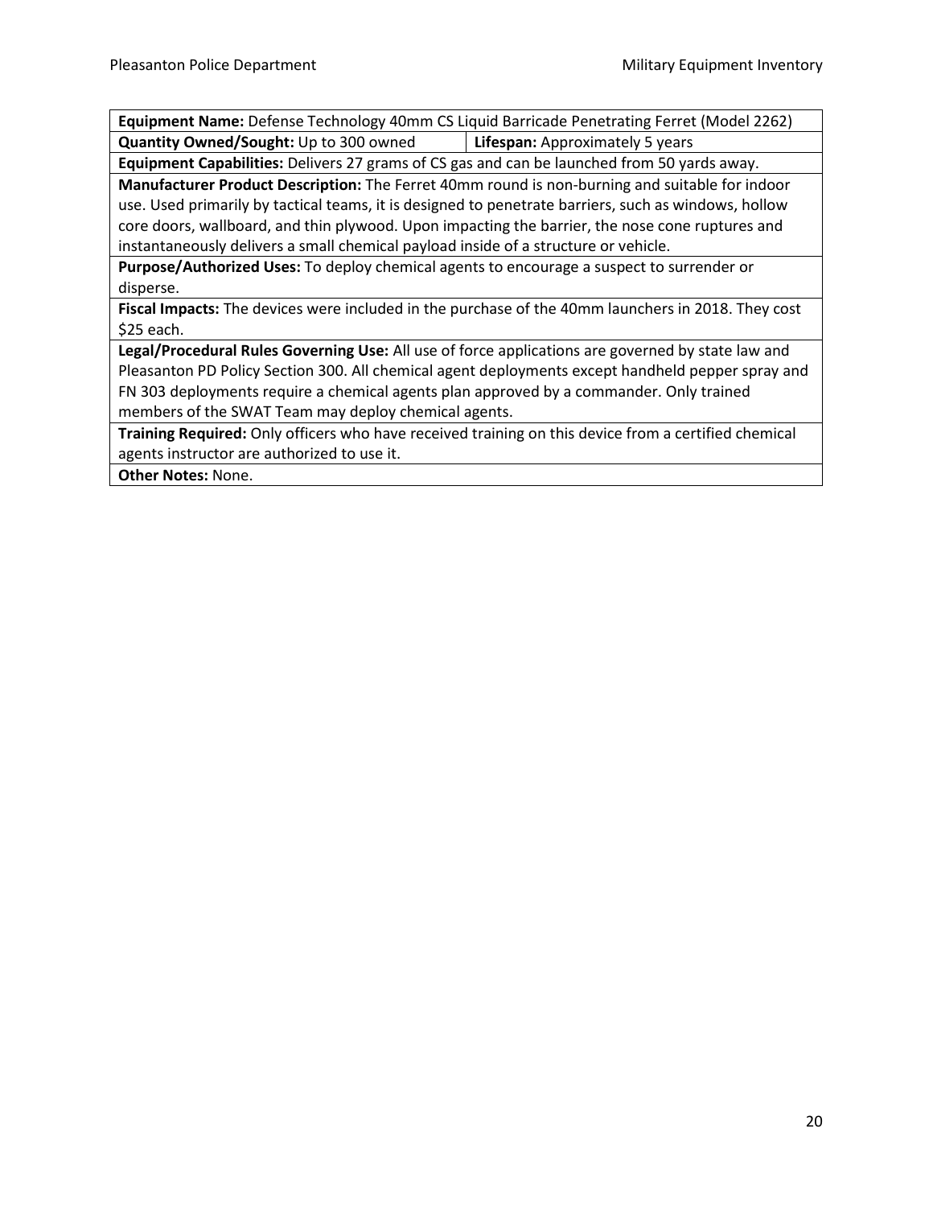| **Equipment Name:** Defense Technology 40mm CS Liquid Barricade Penetrating Ferret (Model 2262) | |
|---|---|
| **Quantity Owned/Sought:** Up to 300 owned | **Lifespan:** Approximately 5 years |
| **Equipment Capabilities:** Delivers 27 grams of CS gas and can be launched from 50 yards away. | |
| **Manufacturer Product Description:** The Ferret 40mm round is non-burning and suitable for indoor use. Used primarily by tactical teams, it is designed to penetrate barriers, such as windows, hollow core doors, wallboard, and thin plywood. Upon impacting the barrier, the nose cone ruptures and instantaneously delivers a small chemical payload inside of a structure or vehicle. | |
| **Purpose/Authorized Uses:** To deploy chemical agents to encourage a suspect to surrender or disperse. | |
| **Fiscal Impacts:** The devices were included in the purchase of the 40mm launchers in 2018. They cost $25 each. | |
| **Legal/Procedural Rules Governing Use:** All use of force applications are governed by state law and Pleasanton PD Policy Section 300. All chemical agent deployments except handheld pepper spray and FN 303 deployments require a chemical agents plan approved by a commander. Only trained members of the SWAT Team may deploy chemical agents. | |
| **Training Required:** Only officers who have received training on this device from a certified chemical agents instructor are authorized to use it. | |
| **Other Notes:** None. | |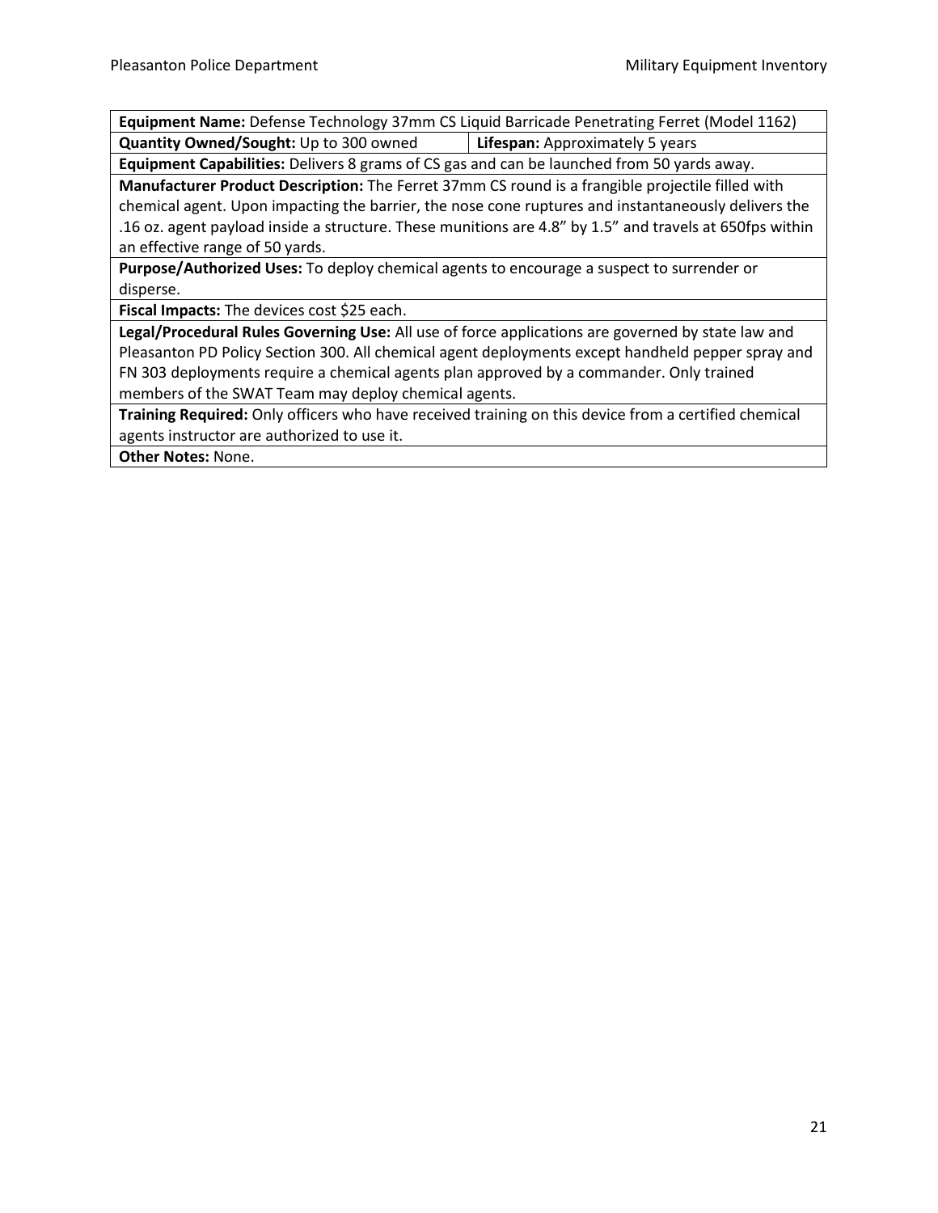| **Equipment Name:** Defense Technology 37mm CS Liquid Barricade Penetrating Ferret (Model 1162) | |
|---|---|
| **Quantity Owned/Sought:** Up to 300 owned | **Lifespan:** Approximately 5 years |
| **Equipment Capabilities:** Delivers 8 grams of CS gas and can be launched from 50 yards away. | |
| **Manufacturer Product Description:** The Ferret 37mm CS round is a frangible projectile filled with chemical agent. Upon impacting the barrier, the nose cone ruptures and instantaneously delivers the .16 oz. agent payload inside a structure. These munitions are 4.8" by 1.5" and travels at 650fps within an effective range of 50 yards. | |
| **Purpose/Authorized Uses:** To deploy chemical agents to encourage a suspect to surrender or disperse. | |
| **Fiscal Impacts:** The devices cost $25 each. | |
| **Legal/Procedural Rules Governing Use:** All use of force applications are governed by state law and Pleasanton PD Policy Section 300. All chemical agent deployments except handheld pepper spray and FN 303 deployments require a chemical agents plan approved by a commander. Only trained members of the SWAT Team may deploy chemical agents. | |
| **Training Required:** Only officers who have received training on this device from a certified chemical agents instructor are authorized to use it. | |
| **Other Notes:** None. | |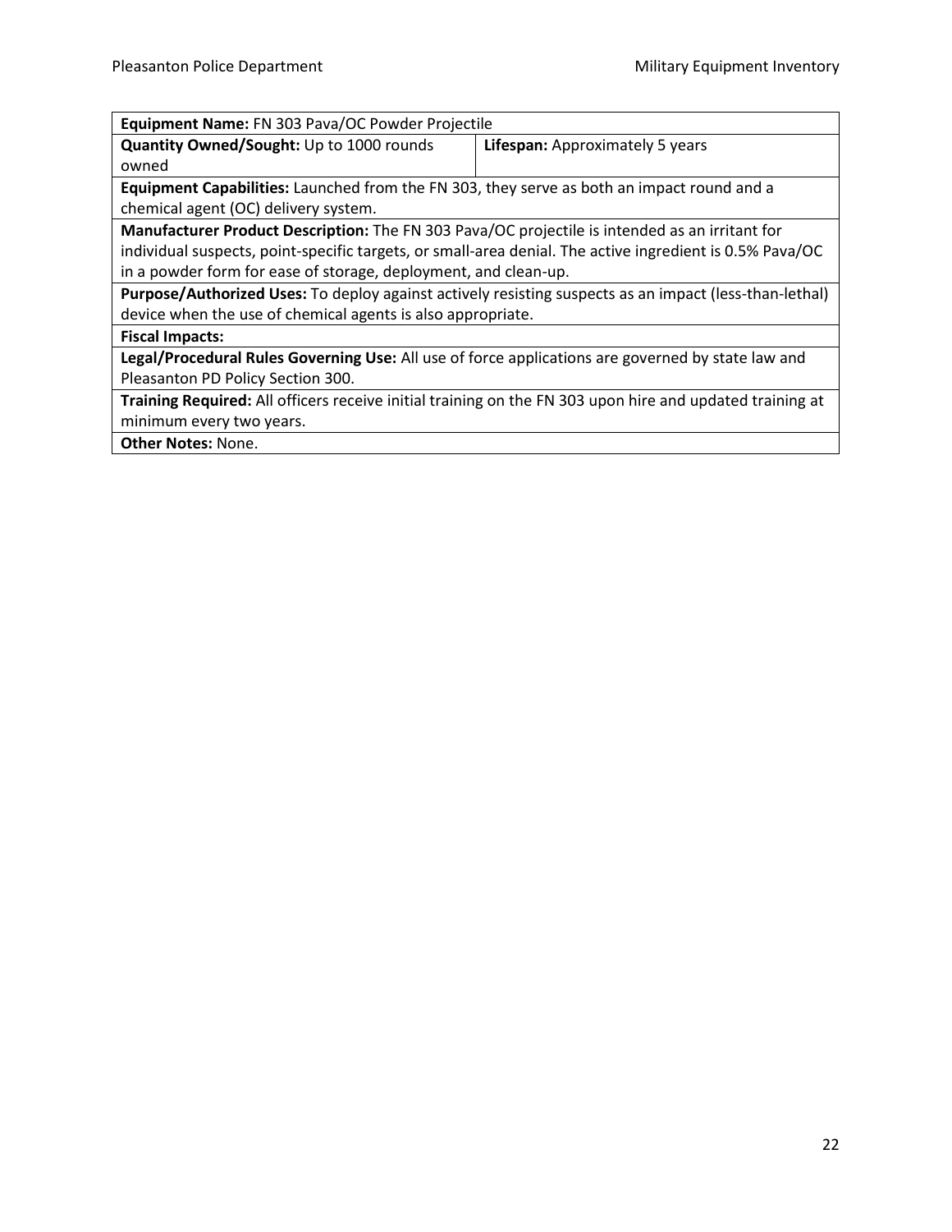| **Equipment Name:** FN 303 Pava/OC Powder Projectile | |
|---|---|
| **Quantity Owned/Sought:** Up to 1000 rounds owned | **Lifespan:** Approximately 5 years |
| **Equipment Capabilities:** Launched from the FN 303, they serve as both an impact round and a chemical agent (OC) delivery system. | |
| **Manufacturer Product Description:** The FN 303 Pava/OC projectile is intended as an irritant for individual suspects, point-specific targets, or small-area denial. The active ingredient is 0.5% Pava/OC in a powder form for ease of storage, deployment, and clean-up. | |
| **Purpose/Authorized Uses:** To deploy against actively resisting suspects as an impact (less-than-lethal) device when the use of chemical agents is also appropriate. | |
| **Fiscal Impacts:** | |
| **Legal/Procedural Rules Governing Use:** All use of force applications are governed by state law and Pleasanton PD Policy Section 300. | |
| **Training Required:** All officers receive initial training on the FN 303 upon hire and updated training at minimum every two years. | |
| **Other Notes:** None. | |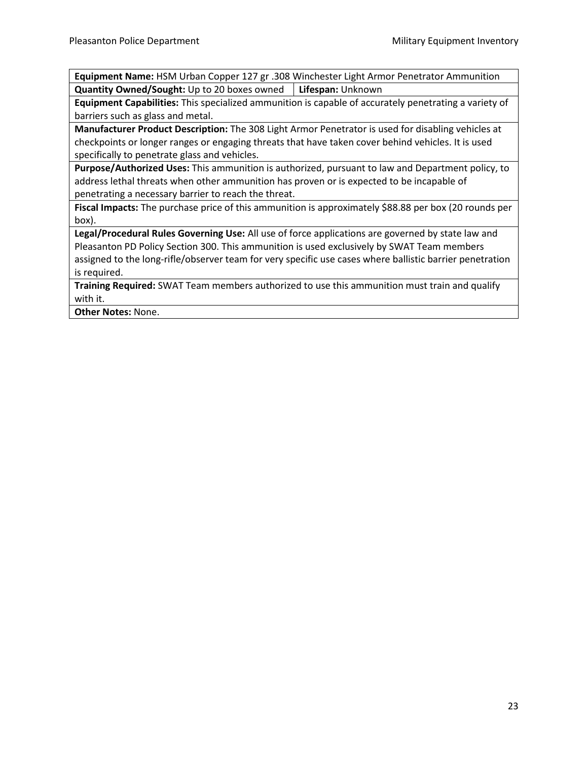| **Equipment Name:** HSM Urban Copper 127 gr .308 Winchester Light Armor Penetrator Ammunition | |
|---|---|
| **Quantity Owned/Sought:** Up to 20 boxes owned | **Lifespan:** Unknown |
| **Equipment Capabilities:** This specialized ammunition is capable of accurately penetrating a variety of barriers such as glass and metal. | |
| **Manufacturer Product Description:** The 308 Light Armor Penetrator is used for disabling vehicles at checkpoints or longer ranges or engaging threats that have taken cover behind vehicles. It is used specifically to penetrate glass and vehicles. | |
| **Purpose/Authorized Uses:** This ammunition is authorized, pursuant to law and Department policy, to address lethal threats when other ammunition has proven or is expected to be incapable of penetrating a necessary barrier to reach the threat. | |
| **Fiscal Impacts:** The purchase price of this ammunition is approximately $88.88 per box (20 rounds per box). | |
| **Legal/Procedural Rules Governing Use:** All use of force applications are governed by state law and Pleasanton PD Policy Section 300. This ammunition is used exclusively by SWAT Team members assigned to the long-rifle/observer team for very specific use cases where ballistic barrier penetration is required. | |
| **Training Required:** SWAT Team members authorized to use this ammunition must train and qualify with it. | |
| **Other Notes:** None. | |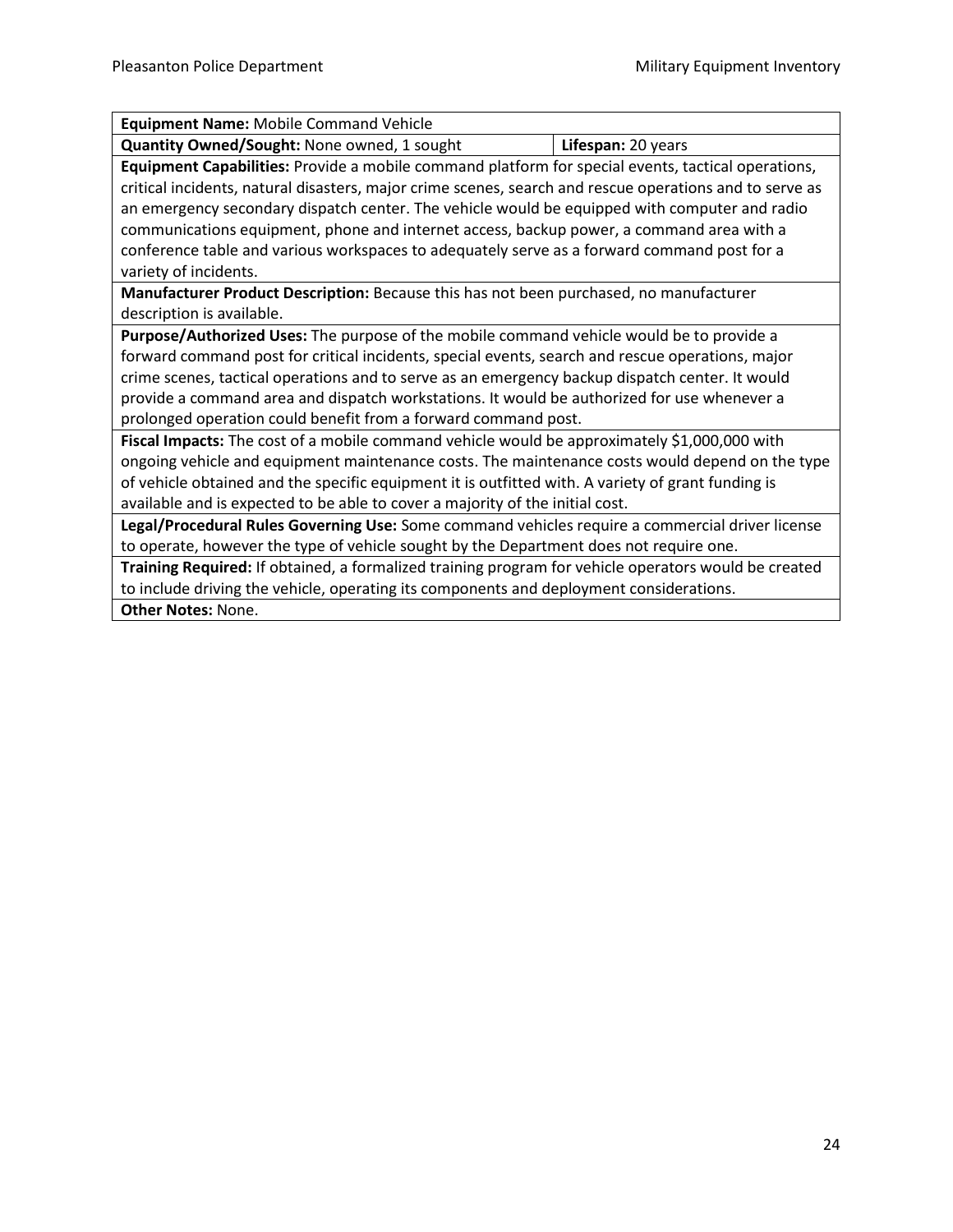| | |
|---|---|
| **Equipment Name:** Mobile Command Vehicle | |
| **Quantity Owned/Sought:** None owned, 1 sought | **Lifespan:** 20 years |
| **Equipment Capabilities:** Provide a mobile command platform for special events, tactical operations, critical incidents, natural disasters, major crime scenes, search and rescue operations and to serve as an emergency secondary dispatch center. The vehicle would be equipped with computer and radio communications equipment, phone and internet access, backup power, a command area with a conference table and various workspaces to adequately serve as a forward command post for a variety of incidents. | |
| **Manufacturer Product Description:** Because this has not been purchased, no manufacturer description is available. | |
| **Purpose/Authorized Uses:** The purpose of the mobile command vehicle would be to provide a forward command post for critical incidents, special events, search and rescue operations, major crime scenes, tactical operations and to serve as an emergency backup dispatch center. It would provide a command area and dispatch workstations. It would be authorized for use whenever a prolonged operation could benefit from a forward command post. | |
| **Fiscal Impacts:** The cost of a mobile command vehicle would be approximately $1,000,000 with ongoing vehicle and equipment maintenance costs. The maintenance costs would depend on the type of vehicle obtained and the specific equipment it is outfitted with. A variety of grant funding is available and is expected to be able to cover a majority of the initial cost. | |
| **Legal/Procedural Rules Governing Use:** Some command vehicles require a commercial driver license to operate, however the type of vehicle sought by the Department does not require one. | |
| **Training Required:** If obtained, a formalized training program for vehicle operators would be created to include driving the vehicle, operating its components and deployment considerations. | |
| **Other Notes:** None. | |